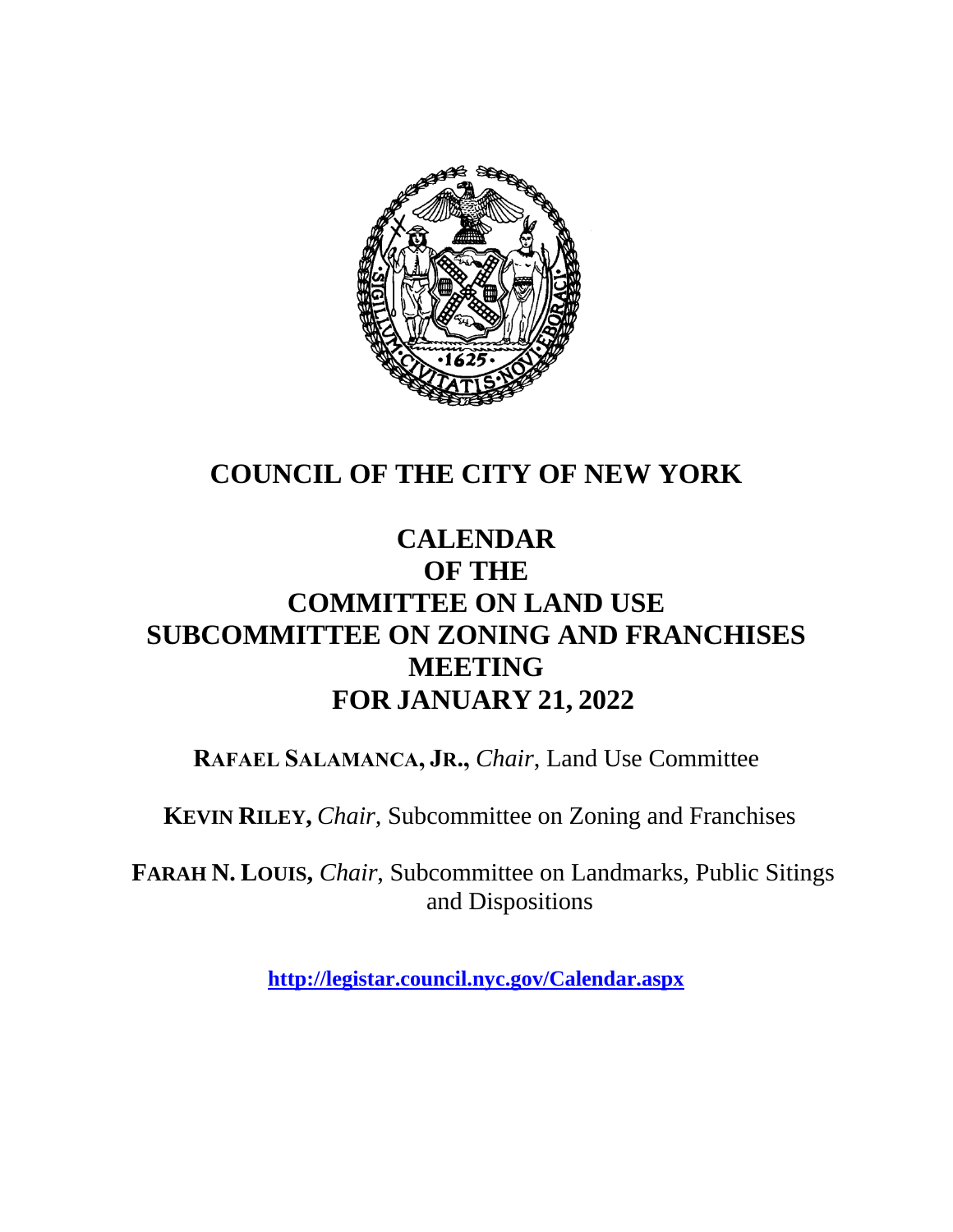# COUNCIL OF THE CITY OF NEW YORK

# CALENDAR
# OF THE
# COMMITTEE ON LAND USE
# SUBCOMMITTEE ON ZONING AND FRANCHISES
# MEETING
# FOR JANUARY 21, 2022

**RAFAEL SALAMANCA, JR.,** *Chair,* Land Use Committee

**KEVIN RILEY,** *Chair,* Subcommittee on Zoning and Franchises

**FARAH N. LOUIS,** *Chair,* Subcommittee on Landmarks, Public Sitings and Dispositions

**http://legistar.council.nyc.gov/Calendar.aspx**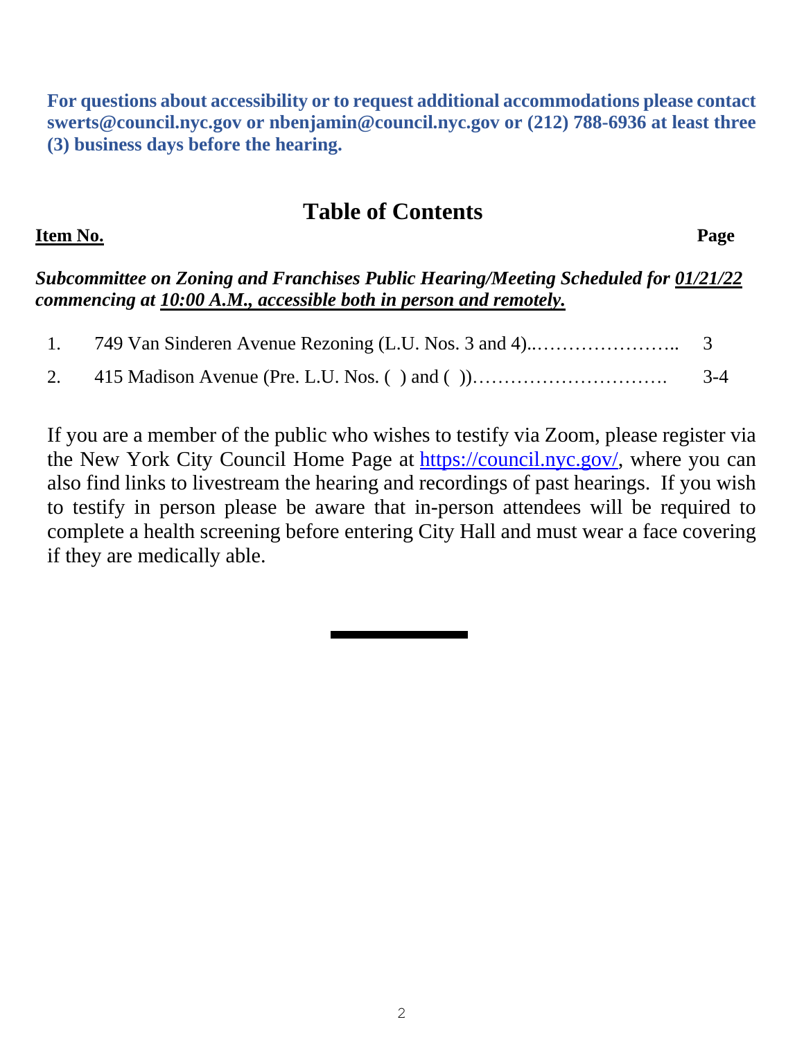**For questions about accessibility or to request additional accommodations please contact swerts@council.nyc.gov or nbenjamin@council.nyc.gov or (212) 788-6936 at least three (3) business days before the hearing.**

# Table of Contents

| **Item No.** | | **Page** |
|---|---|---|
| | ***Subcommittee on Zoning and Franchises Public Hearing/Meeting Scheduled for 01/21/22 commencing at 10:00 A.M., accessible both in person and remotely.*** | |
| 1. | 749 Van Sinderen Avenue Rezoning (L.U. Nos. 3 and 4)..…………………….. | 3 |
| 2. | 415 Madison Avenue (Pre. L.U. Nos. ( ) and ( ))…………………………. | 3-4 |

If you are a member of the public who wishes to testify via Zoom, please register via the New York City Council Home Page at https://council.nyc.gov/, where you can also find links to livestream the hearing and recordings of past hearings. If you wish to testify in person please be aware that in-person attendees will be required to complete a health screening before entering City Hall and must wear a face covering if they are medically able.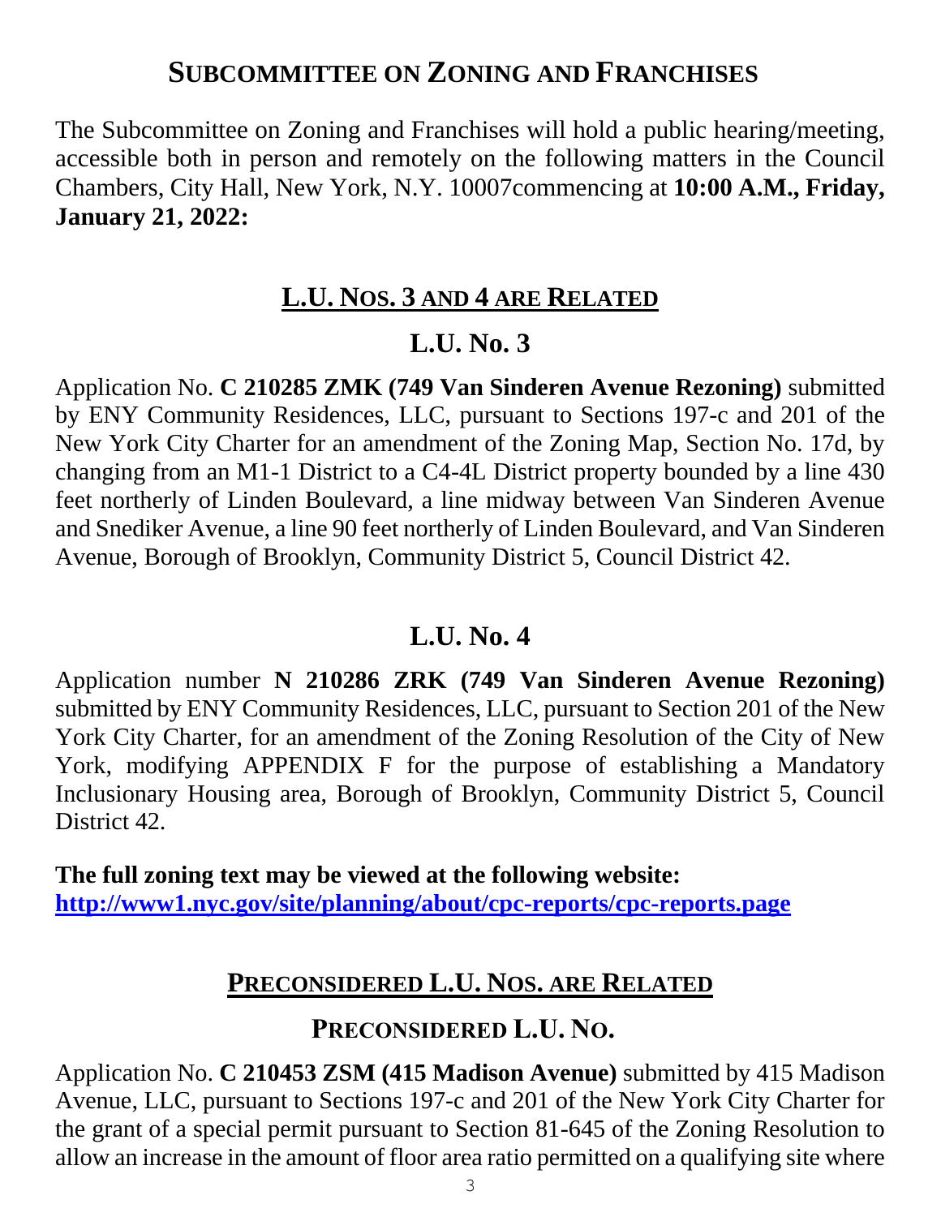# SUBCOMMITTEE ON ZONING AND FRANCHISES

The Subcommittee on Zoning and Franchises will hold a public hearing/meeting, accessible both in person and remotely on the following matters in the Council Chambers, City Hall, New York, N.Y. 10007commencing at **10:00 A.M., Friday, January 21, 2022:**

## L.U. NOS. 3 AND 4 ARE RELATED

## L.U. No. 3

Application No. **C 210285 ZMK (749 Van Sinderen Avenue Rezoning)** submitted by ENY Community Residences, LLC, pursuant to Sections 197-c and 201 of the New York City Charter for an amendment of the Zoning Map, Section No. 17d, by changing from an M1-1 District to a C4-4L District property bounded by a line 430 feet northerly of Linden Boulevard, a line midway between Van Sinderen Avenue and Snediker Avenue, a line 90 feet northerly of Linden Boulevard, and Van Sinderen Avenue, Borough of Brooklyn, Community District 5, Council District 42.

## L.U. No. 4

Application number **N 210286 ZRK (749 Van Sinderen Avenue Rezoning)** submitted by ENY Community Residences, LLC, pursuant to Section 201 of the New York City Charter, for an amendment of the Zoning Resolution of the City of New York, modifying APPENDIX F for the purpose of establishing a Mandatory Inclusionary Housing area, Borough of Brooklyn, Community District 5, Council District 42.

**The full zoning text may be viewed at the following website:**
**http://www1.nyc.gov/site/planning/about/cpc-reports/cpc-reports.page**

## PRECONSIDERED L.U. NOS. ARE RELATED

## PRECONSIDERED L.U. NO.

Application No. **C 210453 ZSM (415 Madison Avenue)** submitted by 415 Madison Avenue, LLC, pursuant to Sections 197-c and 201 of the New York City Charter for the grant of a special permit pursuant to Section 81-645 of the Zoning Resolution to allow an increase in the amount of floor area ratio permitted on a qualifying site where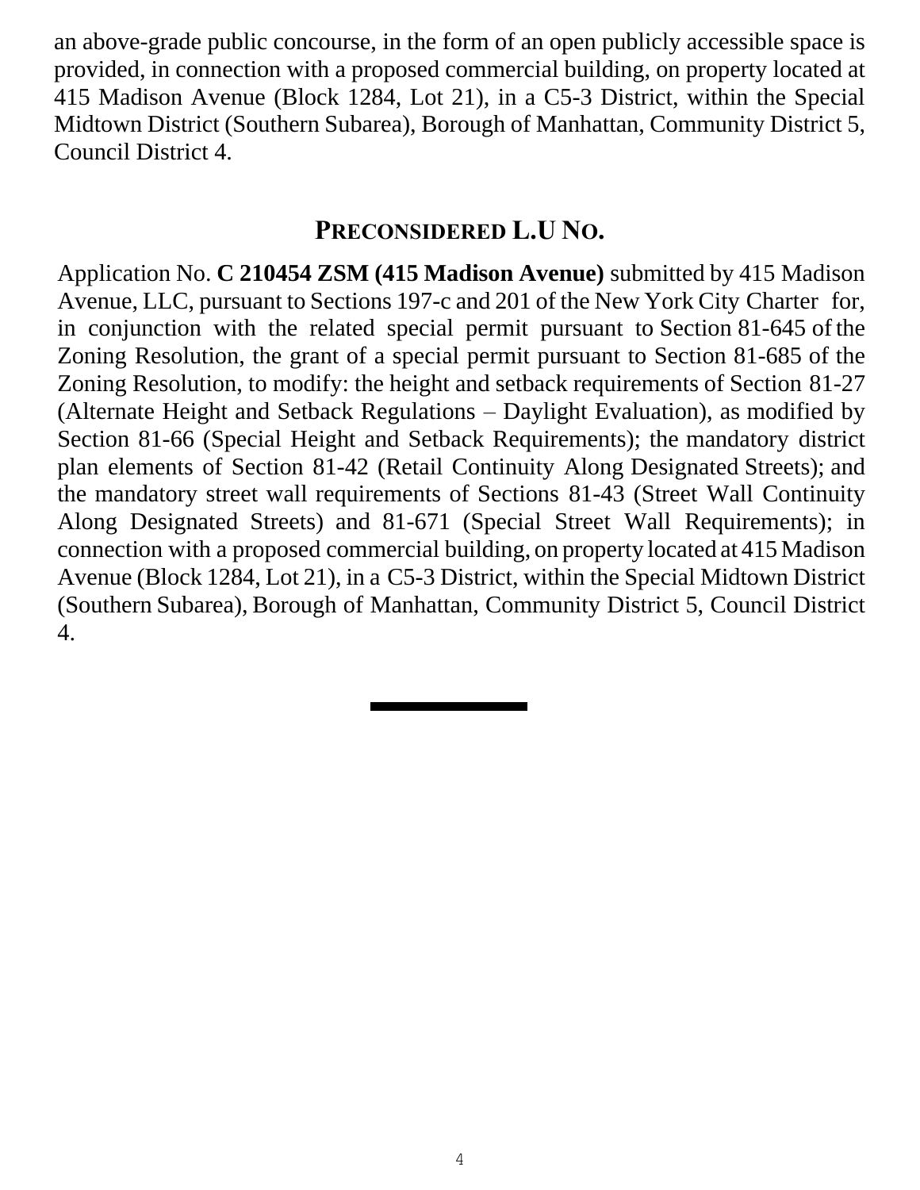an above-grade public concourse, in the form of an open publicly accessible space is provided, in connection with a proposed commercial building, on property located at 415 Madison Avenue (Block 1284, Lot 21), in a C5-3 District, within the Special Midtown District (Southern Subarea), Borough of Manhattan, Community District 5, Council District 4.

## PRECONSIDERED L.U NO.

Application No. **C 210454 ZSM (415 Madison Avenue)** submitted by 415 Madison Avenue, LLC, pursuant to Sections 197-c and 201 of the New York City Charter for, in conjunction with the related special permit pursuant to Section 81-645 of the Zoning Resolution, the grant of a special permit pursuant to Section 81-685 of the Zoning Resolution, to modify: the height and setback requirements of Section 81-27 (Alternate Height and Setback Regulations – Daylight Evaluation), as modified by Section 81-66 (Special Height and Setback Requirements); the mandatory district plan elements of Section 81-42 (Retail Continuity Along Designated Streets); and the mandatory street wall requirements of Sections 81-43 (Street Wall Continuity Along Designated Streets) and 81-671 (Special Street Wall Requirements); in connection with a proposed commercial building, on property located at 415 Madison Avenue (Block 1284, Lot 21), in a C5-3 District, within the Special Midtown District (Southern Subarea), Borough of Manhattan, Community District 5, Council District 4.